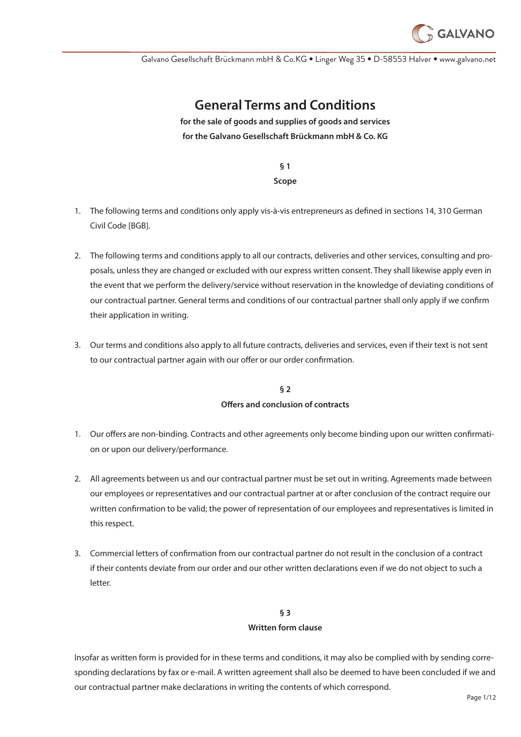# General Terms and Conditions

**for the sale of goods and supplies of goods and services**
**for the Galvano Gesellschaft Brückmann mbH & Co. KG**

## § 1
## Scope

1. The following terms and conditions only apply vis-à-vis entrepreneurs as defined in sections 14, 310 German Civil Code [BGB].

2. The following terms and conditions apply to all our contracts, deliveries and other services, consulting and proposals, unless they are changed or excluded with our express written consent. They shall likewise apply even in the event that we perform the delivery/service without reservation in the knowledge of deviating conditions of our contractual partner. General terms and conditions of our contractual partner shall only apply if we confirm their application in writing.

3. Our terms and conditions also apply to all future contracts, deliveries and services, even if their text is not sent to our contractual partner again with our offer or our order confirmation.

## § 2
## Offers and conclusion of contracts

1. Our offers are non-binding. Contracts and other agreements only become binding upon our written confirmation or upon our delivery/performance.

2. All agreements between us and our contractual partner must be set out in writing. Agreements made between our employees or representatives and our contractual partner at or after conclusion of the contract require our written confirmation to be valid; the power of representation of our employees and representatives is limited in this respect.

3. Commercial letters of confirmation from our contractual partner do not result in the conclusion of a contract if their contents deviate from our order and our other written declarations even if we do not object to such a letter.

## § 3
## Written form clause

Insofar as written form is provided for in these terms and conditions, it may also be complied with by sending corresponding declarations by fax or e-mail. A written agreement shall also be deemed to have been concluded if we and our contractual partner make declarations in writing the contents of which correspond.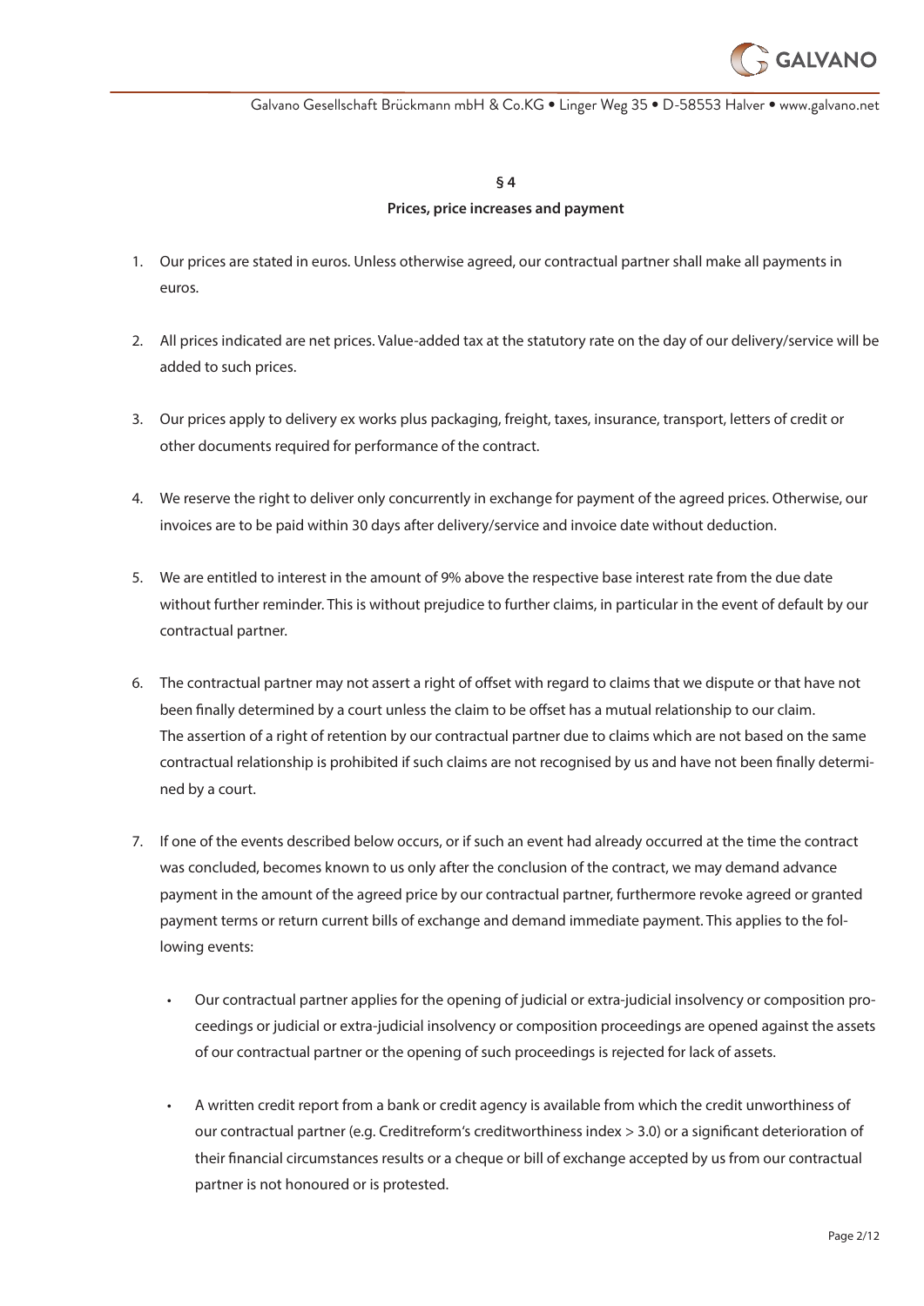## § 4

## Prices, price increases and payment

1. Our prices are stated in euros. Unless otherwise agreed, our contractual partner shall make all payments in euros.

2. All prices indicated are net prices. Value-added tax at the statutory rate on the day of our delivery/service will be added to such prices.

3. Our prices apply to delivery ex works plus packaging, freight, taxes, insurance, transport, letters of credit or other documents required for performance of the contract.

4. We reserve the right to deliver only concurrently in exchange for payment of the agreed prices. Otherwise, our invoices are to be paid within 30 days after delivery/service and invoice date without deduction.

5. We are entitled to interest in the amount of 9% above the respective base interest rate from the due date without further reminder. This is without prejudice to further claims, in particular in the event of default by our contractual partner.

6. The contractual partner may not assert a right of offset with regard to claims that we dispute or that have not been finally determined by a court unless the claim to be offset has a mutual relationship to our claim. The assertion of a right of retention by our contractual partner due to claims which are not based on the same contractual relationship is prohibited if such claims are not recognised by us and have not been finally determined by a court.

7. If one of the events described below occurs, or if such an event had already occurred at the time the contract was concluded, becomes known to us only after the conclusion of the contract, we may demand advance payment in the amount of the agreed price by our contractual partner, furthermore revoke agreed or granted payment terms or return current bills of exchange and demand immediate payment. This applies to the following events:

   - Our contractual partner applies for the opening of judicial or extra-judicial insolvency or composition proceedings or judicial or extra-judicial insolvency or composition proceedings are opened against the assets of our contractual partner or the opening of such proceedings is rejected for lack of assets.

   - A written credit report from a bank or credit agency is available from which the credit unworthiness of our contractual partner (e.g. Creditreform's creditworthiness index > 3.0) or a significant deterioration of their financial circumstances results or a cheque or bill of exchange accepted by us from our contractual partner is not honoured or is protested.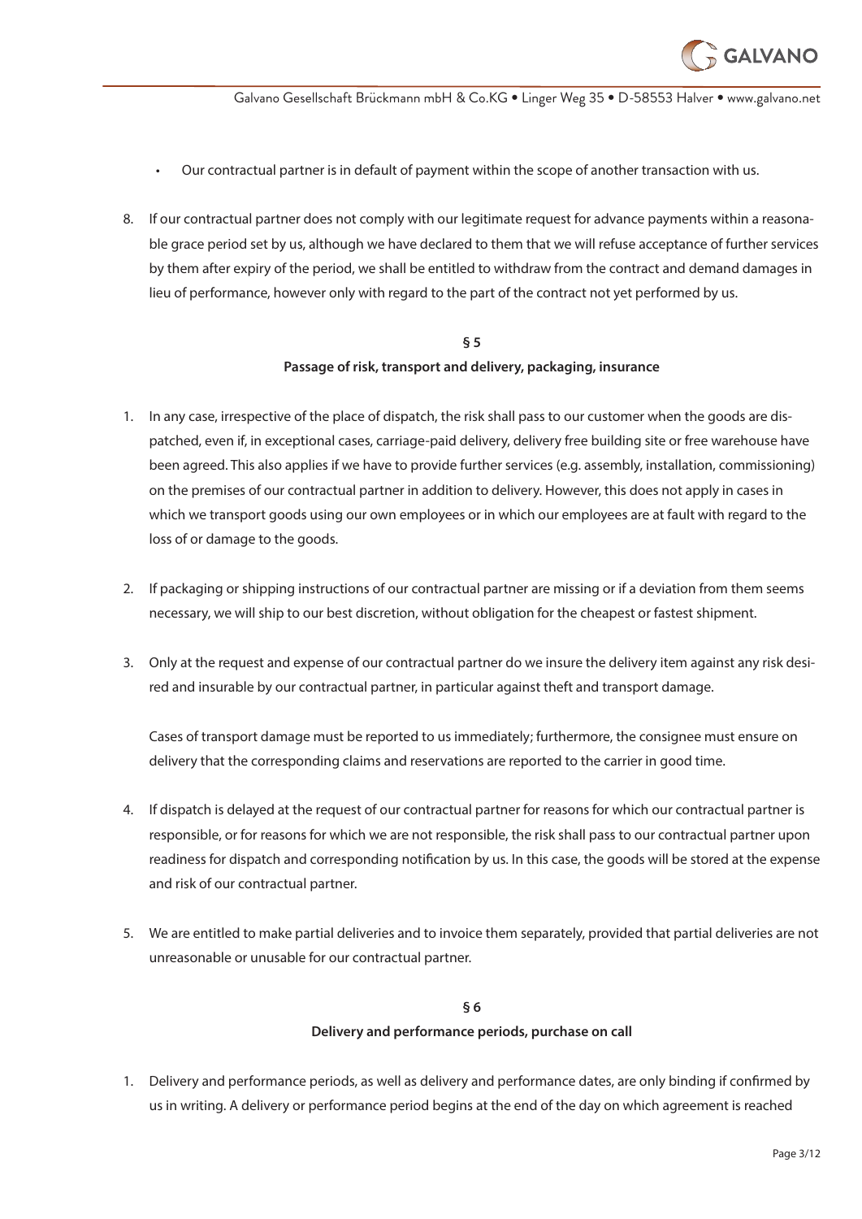- Our contractual partner is in default of payment within the scope of another transaction with us.

8. If our contractual partner does not comply with our legitimate request for advance payments within a reasonable grace period set by us, although we have declared to them that we will refuse acceptance of further services by them after expiry of the period, we shall be entitled to withdraw from the contract and demand damages in lieu of performance, however only with regard to the part of the contract not yet performed by us.

## § 5
## Passage of risk, transport and delivery, packaging, insurance

1. In any case, irrespective of the place of dispatch, the risk shall pass to our customer when the goods are dispatched, even if, in exceptional cases, carriage-paid delivery, delivery free building site or free warehouse have been agreed. This also applies if we have to provide further services (e.g. assembly, installation, commissioning) on the premises of our contractual partner in addition to delivery. However, this does not apply in cases in which we transport goods using our own employees or in which our employees are at fault with regard to the loss of or damage to the goods.

2. If packaging or shipping instructions of our contractual partner are missing or if a deviation from them seems necessary, we will ship to our best discretion, without obligation for the cheapest or fastest shipment.

3. Only at the request and expense of our contractual partner do we insure the delivery item against any risk desired and insurable by our contractual partner, in particular against theft and transport damage.

   Cases of transport damage must be reported to us immediately; furthermore, the consignee must ensure on delivery that the corresponding claims and reservations are reported to the carrier in good time.

4. If dispatch is delayed at the request of our contractual partner for reasons for which our contractual partner is responsible, or for reasons for which we are not responsible, the risk shall pass to our contractual partner upon readiness for dispatch and corresponding notification by us. In this case, the goods will be stored at the expense and risk of our contractual partner.

5. We are entitled to make partial deliveries and to invoice them separately, provided that partial deliveries are not unreasonable or unusable for our contractual partner.

## § 6
## Delivery and performance periods, purchase on call

1. Delivery and performance periods, as well as delivery and performance dates, are only binding if confirmed by us in writing. A delivery or performance period begins at the end of the day on which agreement is reached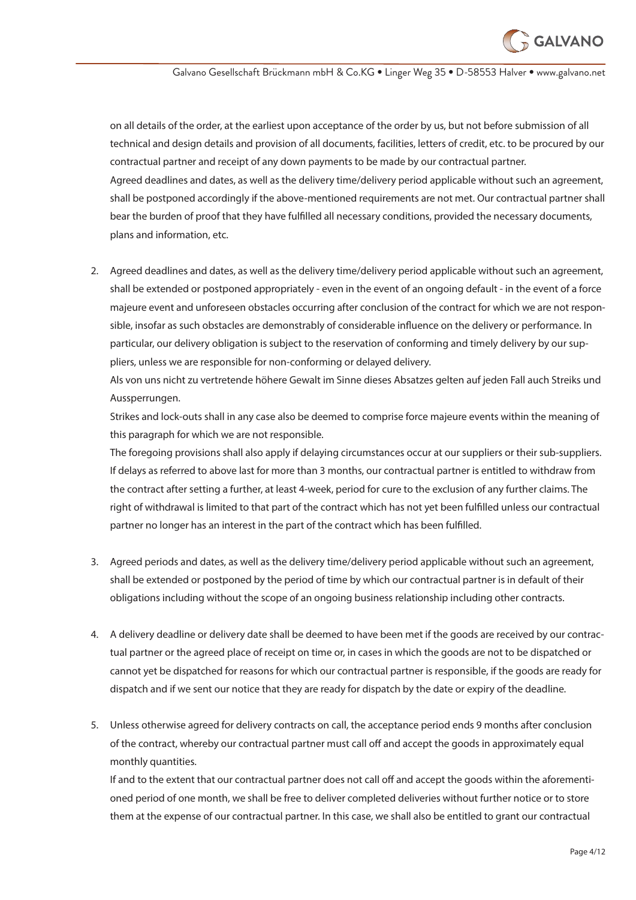on all details of the order, at the earliest upon acceptance of the order by us, but not before submission of all technical and design details and provision of all documents, facilities, letters of credit, etc. to be procured by our contractual partner and receipt of any down payments to be made by our contractual partner.
Agreed deadlines and dates, as well as the delivery time/delivery period applicable without such an agreement, shall be postponed accordingly if the above-mentioned requirements are not met. Our contractual partner shall bear the burden of proof that they have fulfilled all necessary conditions, provided the necessary documents, plans and information, etc.

2. Agreed deadlines and dates, as well as the delivery time/delivery period applicable without such an agreement, shall be extended or postponed appropriately - even in the event of an ongoing default - in the event of a force majeure event and unforeseen obstacles occurring after conclusion of the contract for which we are not responsible, insofar as such obstacles are demonstrably of considerable influence on the delivery or performance. In particular, our delivery obligation is subject to the reservation of conforming and timely delivery by our suppliers, unless we are responsible for non-conforming or delayed delivery.
Als von uns nicht zu vertretende höhere Gewalt im Sinne dieses Absatzes gelten auf jeden Fall auch Streiks und Aussperrungen.
Strikes and lock-outs shall in any case also be deemed to comprise force majeure events within the meaning of this paragraph for which we are not responsible.
The foregoing provisions shall also apply if delaying circumstances occur at our suppliers or their sub-suppliers. If delays as referred to above last for more than 3 months, our contractual partner is entitled to withdraw from the contract after setting a further, at least 4-week, period for cure to the exclusion of any further claims. The right of withdrawal is limited to that part of the contract which has not yet been fulfilled unless our contractual partner no longer has an interest in the part of the contract which has been fulfilled.

3. Agreed periods and dates, as well as the delivery time/delivery period applicable without such an agreement, shall be extended or postponed by the period of time by which our contractual partner is in default of their obligations including without the scope of an ongoing business relationship including other contracts.

4. A delivery deadline or delivery date shall be deemed to have been met if the goods are received by our contractual partner or the agreed place of receipt on time or, in cases in which the goods are not to be dispatched or cannot yet be dispatched for reasons for which our contractual partner is responsible, if the goods are ready for dispatch and if we sent our notice that they are ready for dispatch by the date or expiry of the deadline.

5. Unless otherwise agreed for delivery contracts on call, the acceptance period ends 9 months after conclusion of the contract, whereby our contractual partner must call off and accept the goods in approximately equal monthly quantities.
If and to the extent that our contractual partner does not call off and accept the goods within the aforementioned period of one month, we shall be free to deliver completed deliveries without further notice or to store them at the expense of our contractual partner. In this case, we shall also be entitled to grant our contractual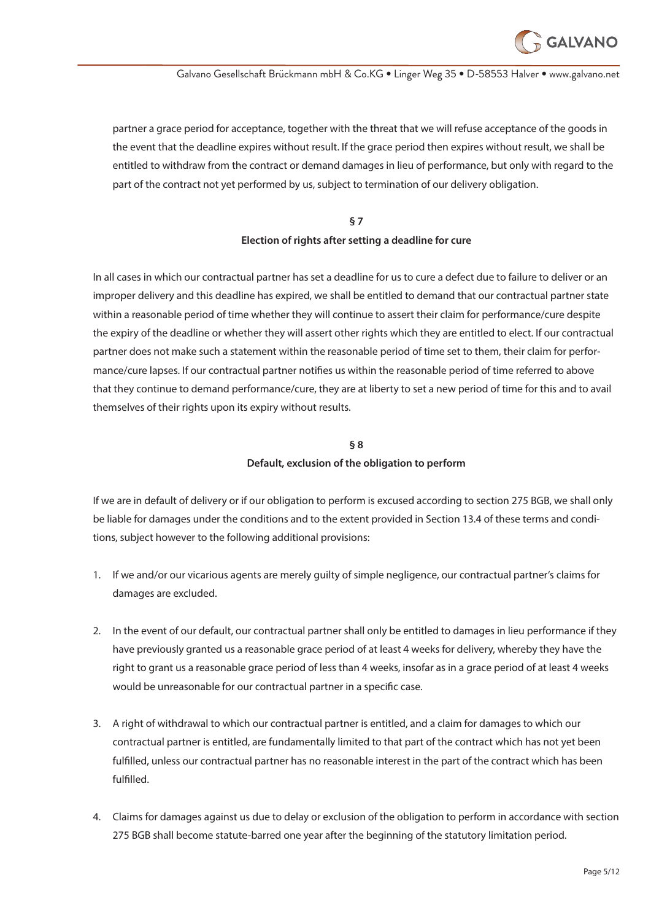partner a grace period for acceptance, together with the threat that we will refuse acceptance of the goods in the event that the deadline expires without result. If the grace period then expires without result, we shall be entitled to withdraw from the contract or demand damages in lieu of performance, but only with regard to the part of the contract not yet performed by us, subject to termination of our delivery obligation.

## § 7
## Election of rights after setting a deadline for cure

In all cases in which our contractual partner has set a deadline for us to cure a defect due to failure to deliver or an improper delivery and this deadline has expired, we shall be entitled to demand that our contractual partner state within a reasonable period of time whether they will continue to assert their claim for performance/cure despite the expiry of the deadline or whether they will assert other rights which they are entitled to elect. If our contractual partner does not make such a statement within the reasonable period of time set to them, their claim for performance/cure lapses. If our contractual partner notifies us within the reasonable period of time referred to above that they continue to demand performance/cure, they are at liberty to set a new period of time for this and to avail themselves of their rights upon its expiry without results.

## § 8
## Default, exclusion of the obligation to perform

If we are in default of delivery or if our obligation to perform is excused according to section 275 BGB, we shall only be liable for damages under the conditions and to the extent provided in Section 13.4 of these terms and conditions, subject however to the following additional provisions:

1. If we and/or our vicarious agents are merely guilty of simple negligence, our contractual partner's claims for damages are excluded.

2. In the event of our default, our contractual partner shall only be entitled to damages in lieu performance if they have previously granted us a reasonable grace period of at least 4 weeks for delivery, whereby they have the right to grant us a reasonable grace period of less than 4 weeks, insofar as in a grace period of at least 4 weeks would be unreasonable for our contractual partner in a specific case.

3. A right of withdrawal to which our contractual partner is entitled, and a claim for damages to which our contractual partner is entitled, are fundamentally limited to that part of the contract which has not yet been fulfilled, unless our contractual partner has no reasonable interest in the part of the contract which has been fulfilled.

4. Claims for damages against us due to delay or exclusion of the obligation to perform in accordance with section 275 BGB shall become statute-barred one year after the beginning of the statutory limitation period.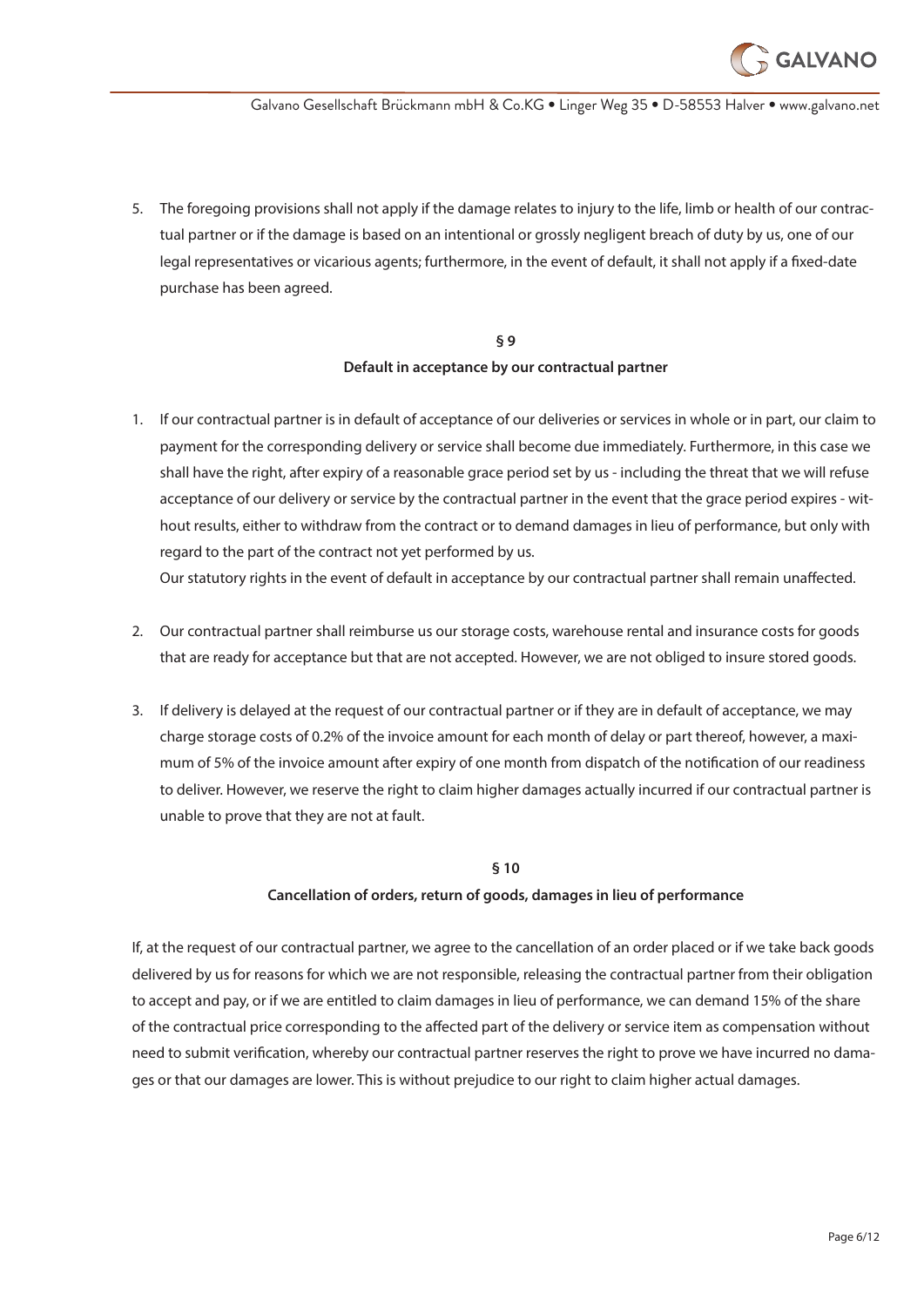5. The foregoing provisions shall not apply if the damage relates to injury to the life, limb or health of our contractual partner or if the damage is based on an intentional or grossly negligent breach of duty by us, one of our legal representatives or vicarious agents; furthermore, in the event of default, it shall not apply if a fixed-date purchase has been agreed.

## § 9
## Default in acceptance by our contractual partner

1. If our contractual partner is in default of acceptance of our deliveries or services in whole or in part, our claim to payment for the corresponding delivery or service shall become due immediately. Furthermore, in this case we shall have the right, after expiry of a reasonable grace period set by us - including the threat that we will refuse acceptance of our delivery or service by the contractual partner in the event that the grace period expires - without results, either to withdraw from the contract or to demand damages in lieu of performance, but only with regard to the part of the contract not yet performed by us.
   Our statutory rights in the event of default in acceptance by our contractual partner shall remain unaffected.

2. Our contractual partner shall reimburse us our storage costs, warehouse rental and insurance costs for goods that are ready for acceptance but that are not accepted. However, we are not obliged to insure stored goods.

3. If delivery is delayed at the request of our contractual partner or if they are in default of acceptance, we may charge storage costs of 0.2% of the invoice amount for each month of delay or part thereof, however, a maximum of 5% of the invoice amount after expiry of one month from dispatch of the notification of our readiness to deliver. However, we reserve the right to claim higher damages actually incurred if our contractual partner is unable to prove that they are not at fault.

## § 10
## Cancellation of orders, return of goods, damages in lieu of performance

If, at the request of our contractual partner, we agree to the cancellation of an order placed or if we take back goods delivered by us for reasons for which we are not responsible, releasing the contractual partner from their obligation to accept and pay, or if we are entitled to claim damages in lieu of performance, we can demand 15% of the share of the contractual price corresponding to the affected part of the delivery or service item as compensation without need to submit verification, whereby our contractual partner reserves the right to prove we have incurred no damages or that our damages are lower. This is without prejudice to our right to claim higher actual damages.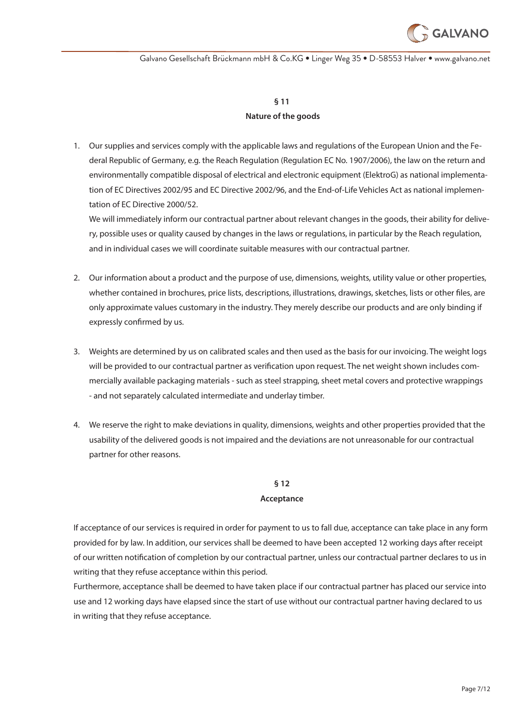## § 11
## Nature of the goods

1. Our supplies and services comply with the applicable laws and regulations of the European Union and the Federal Republic of Germany, e.g. the Reach Regulation (Regulation EC No. 1907/2006), the law on the return and environmentally compatible disposal of electrical and electronic equipment (ElektroG) as national implementation of EC Directives 2002/95 and EC Directive 2002/96, and the End-of-Life Vehicles Act as national implementation of EC Directive 2000/52.
   We will immediately inform our contractual partner about relevant changes in the goods, their ability for delivery, possible uses or quality caused by changes in the laws or regulations, in particular by the Reach regulation, and in individual cases we will coordinate suitable measures with our contractual partner.

2. Our information about a product and the purpose of use, dimensions, weights, utility value or other properties, whether contained in brochures, price lists, descriptions, illustrations, drawings, sketches, lists or other files, are only approximate values customary in the industry. They merely describe our products and are only binding if expressly confirmed by us.

3. Weights are determined by us on calibrated scales and then used as the basis for our invoicing. The weight logs will be provided to our contractual partner as verification upon request. The net weight shown includes commercially available packaging materials - such as steel strapping, sheet metal covers and protective wrappings - and not separately calculated intermediate and underlay timber.

4. We reserve the right to make deviations in quality, dimensions, weights and other properties provided that the usability of the delivered goods is not impaired and the deviations are not unreasonable for our contractual partner for other reasons.

## § 12
## Acceptance

If acceptance of our services is required in order for payment to us to fall due, acceptance can take place in any form provided for by law. In addition, our services shall be deemed to have been accepted 12 working days after receipt of our written notification of completion by our contractual partner, unless our contractual partner declares to us in writing that they refuse acceptance within this period.
Furthermore, acceptance shall be deemed to have taken place if our contractual partner has placed our service into use and 12 working days have elapsed since the start of use without our contractual partner having declared to us in writing that they refuse acceptance.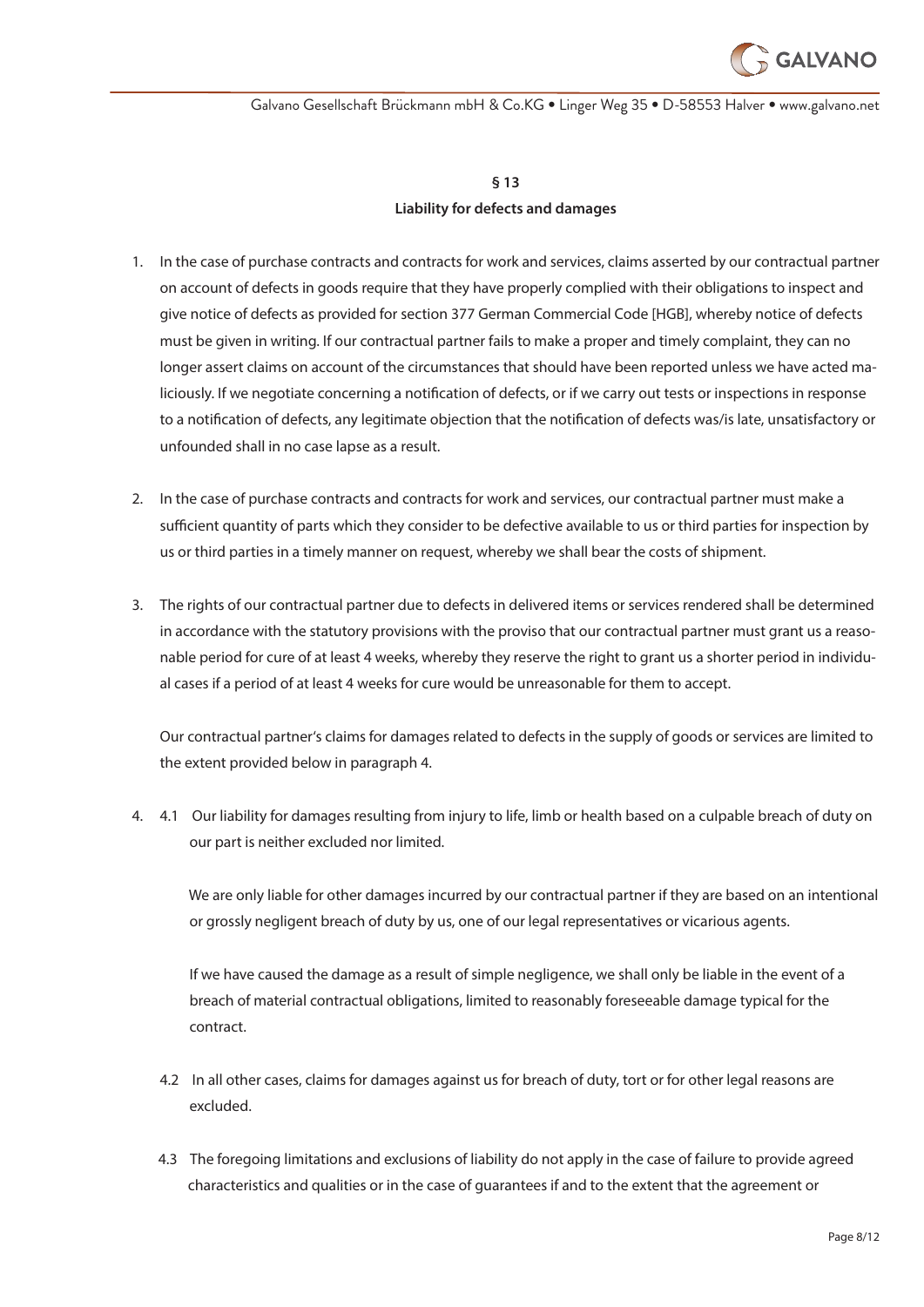## § 13
## Liability for defects and damages

1. In the case of purchase contracts and contracts for work and services, claims asserted by our contractual partner on account of defects in goods require that they have properly complied with their obligations to inspect and give notice of defects as provided for section 377 German Commercial Code [HGB], whereby notice of defects must be given in writing. If our contractual partner fails to make a proper and timely complaint, they can no longer assert claims on account of the circumstances that should have been reported unless we have acted maliciously. If we negotiate concerning a notification of defects, or if we carry out tests or inspections in response to a notification of defects, any legitimate objection that the notification of defects was/is late, unsatisfactory or unfounded shall in no case lapse as a result.

2. In the case of purchase contracts and contracts for work and services, our contractual partner must make a sufficient quantity of parts which they consider to be defective available to us or third parties for inspection by us or third parties in a timely manner on request, whereby we shall bear the costs of shipment.

3. The rights of our contractual partner due to defects in delivered items or services rendered shall be determined in accordance with the statutory provisions with the proviso that our contractual partner must grant us a reasonable period for cure of at least 4 weeks, whereby they reserve the right to grant us a shorter period in individual cases if a period of at least 4 weeks for cure would be unreasonable for them to accept.

   Our contractual partner's claims for damages related to defects in the supply of goods or services are limited to the extent provided below in paragraph 4.

4. 4.1 Our liability for damages resulting from injury to life, limb or health based on a culpable breach of duty on our part is neither excluded nor limited.

   We are only liable for other damages incurred by our contractual partner if they are based on an intentional or grossly negligent breach of duty by us, one of our legal representatives or vicarious agents.

   If we have caused the damage as a result of simple negligence, we shall only be liable in the event of a breach of material contractual obligations, limited to reasonably foreseeable damage typical for the contract.

   4.2 In all other cases, claims for damages against us for breach of duty, tort or for other legal reasons are excluded.

   4.3 The foregoing limitations and exclusions of liability do not apply in the case of failure to provide agreed characteristics and qualities or in the case of guarantees if and to the extent that the agreement or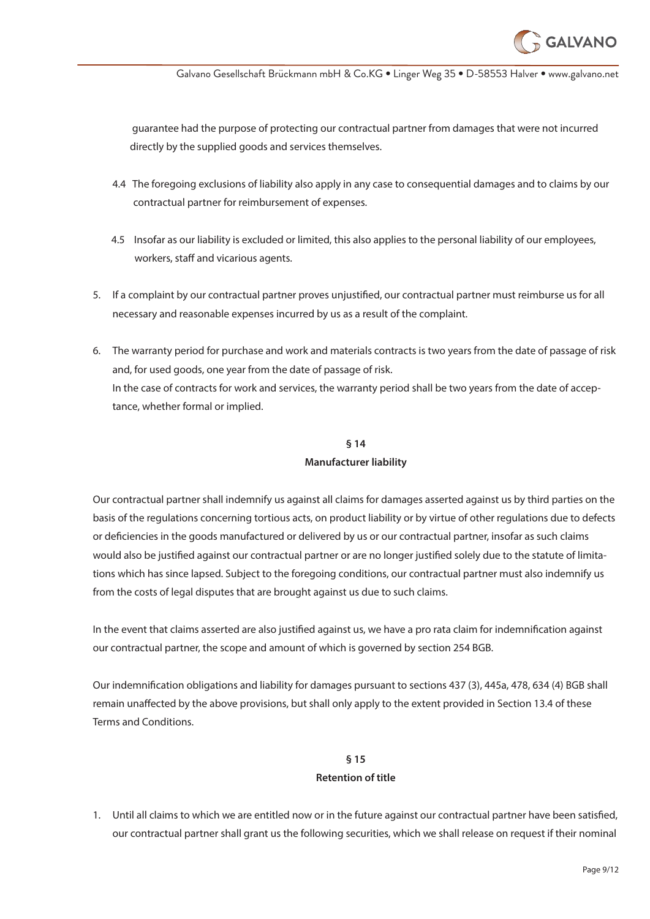guarantee had the purpose of protecting our contractual partner from damages that were not incurred directly by the supplied goods and services themselves.

4.4 The foregoing exclusions of liability also apply in any case to consequential damages and to claims by our contractual partner for reimbursement of expenses.

4.5 Insofar as our liability is excluded or limited, this also applies to the personal liability of our employees, workers, staff and vicarious agents.

5. If a complaint by our contractual partner proves unjustified, our contractual partner must reimburse us for all necessary and reasonable expenses incurred by us as a result of the complaint.

6. The warranty period for purchase and work and materials contracts is two years from the date of passage of risk and, for used goods, one year from the date of passage of risk.
   In the case of contracts for work and services, the warranty period shall be two years from the date of acceptance, whether formal or implied.

## § 14
## Manufacturer liability

Our contractual partner shall indemnify us against all claims for damages asserted against us by third parties on the basis of the regulations concerning tortious acts, on product liability or by virtue of other regulations due to defects or deficiencies in the goods manufactured or delivered by us or our contractual partner, insofar as such claims would also be justified against our contractual partner or are no longer justified solely due to the statute of limitations which has since lapsed. Subject to the foregoing conditions, our contractual partner must also indemnify us from the costs of legal disputes that are brought against us due to such claims.

In the event that claims asserted are also justified against us, we have a pro rata claim for indemnification against our contractual partner, the scope and amount of which is governed by section 254 BGB.

Our indemnification obligations and liability for damages pursuant to sections 437 (3), 445a, 478, 634 (4) BGB shall remain unaffected by the above provisions, but shall only apply to the extent provided in Section 13.4 of these Terms and Conditions.

## § 15
## Retention of title

1. Until all claims to which we are entitled now or in the future against our contractual partner have been satisfied, our contractual partner shall grant us the following securities, which we shall release on request if their nominal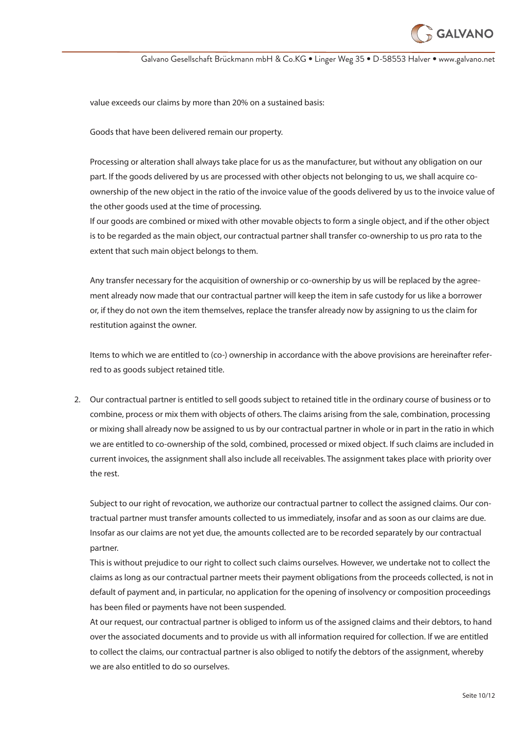value exceeds our claims by more than 20% on a sustained basis:

Goods that have been delivered remain our property.

Processing or alteration shall always take place for us as the manufacturer, but without any obligation on our part. If the goods delivered by us are processed with other objects not belonging to us, we shall acquire co-ownership of the new object in the ratio of the invoice value of the goods delivered by us to the invoice value of the other goods used at the time of processing.
If our goods are combined or mixed with other movable objects to form a single object, and if the other object is to be regarded as the main object, our contractual partner shall transfer co-ownership to us pro rata to the extent that such main object belongs to them.

Any transfer necessary for the acquisition of ownership or co-ownership by us will be replaced by the agreement already now made that our contractual partner will keep the item in safe custody for us like a borrower or, if they do not own the item themselves, replace the transfer already now by assigning to us the claim for restitution against the owner.

Items to which we are entitled to (co-) ownership in accordance with the above provisions are hereinafter referred to as goods subject retained title.

2. Our contractual partner is entitled to sell goods subject to retained title in the ordinary course of business or to combine, process or mix them with objects of others. The claims arising from the sale, combination, processing or mixing shall already now be assigned to us by our contractual partner in whole or in part in the ratio in which we are entitled to co-ownership of the sold, combined, processed or mixed object. If such claims are included in current invoices, the assignment shall also include all receivables. The assignment takes place with priority over the rest.

   Subject to our right of revocation, we authorize our contractual partner to collect the assigned claims. Our contractual partner must transfer amounts collected to us immediately, insofar and as soon as our claims are due. Insofar as our claims are not yet due, the amounts collected are to be recorded separately by our contractual partner.
   This is without prejudice to our right to collect such claims ourselves. However, we undertake not to collect the claims as long as our contractual partner meets their payment obligations from the proceeds collected, is not in default of payment and, in particular, no application for the opening of insolvency or composition proceedings has been filed or payments have not been suspended.
   At our request, our contractual partner is obliged to inform us of the assigned claims and their debtors, to hand over the associated documents and to provide us with all information required for collection. If we are entitled to collect the claims, our contractual partner is also obliged to notify the debtors of the assignment, whereby we are also entitled to do so ourselves.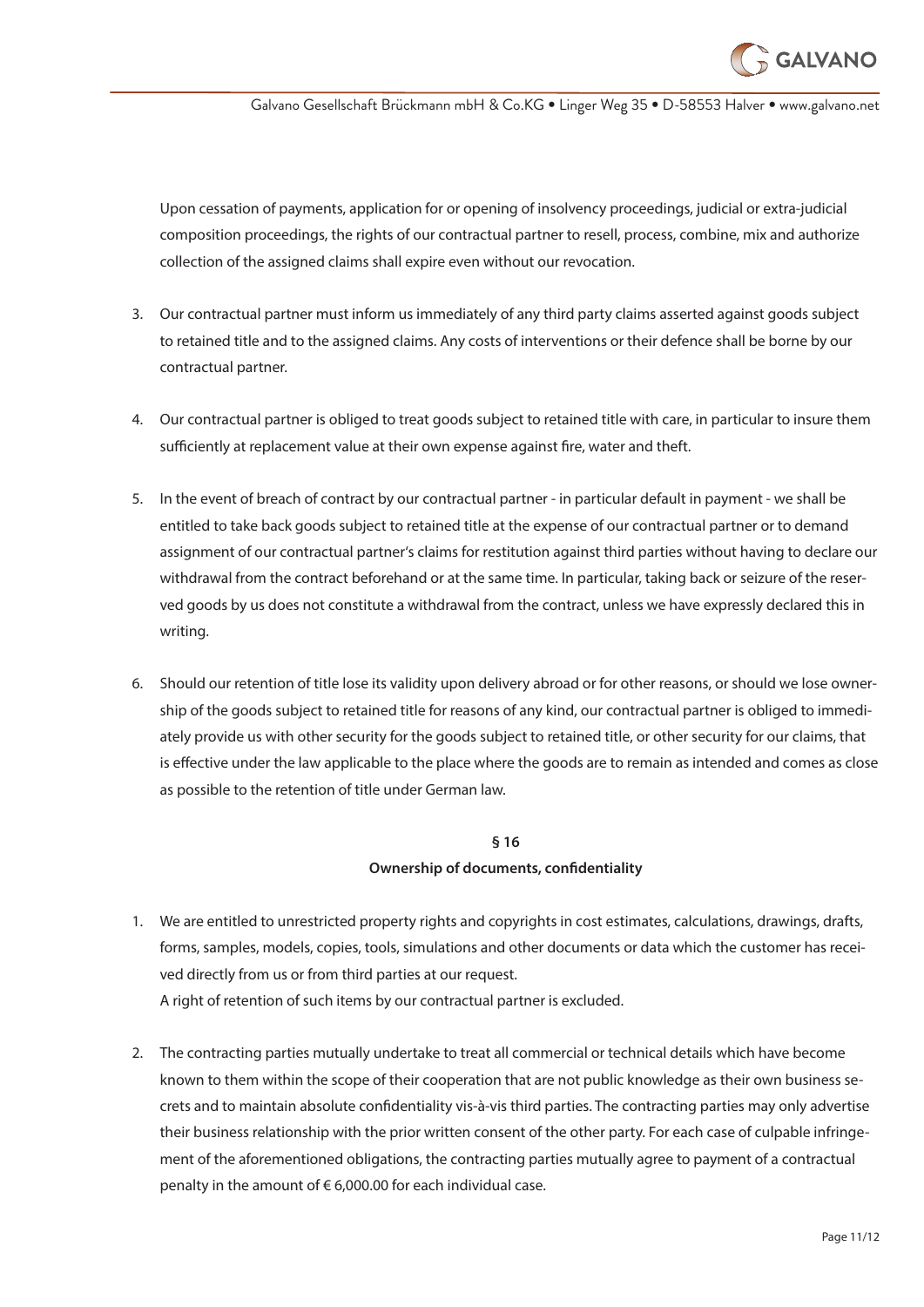Upon cessation of payments, application for or opening of insolvency proceedings, judicial or extra-judicial composition proceedings, the rights of our contractual partner to resell, process, combine, mix and authorize collection of the assigned claims shall expire even without our revocation.

3. Our contractual partner must inform us immediately of any third party claims asserted against goods subject to retained title and to the assigned claims. Any costs of interventions or their defence shall be borne by our contractual partner.

4. Our contractual partner is obliged to treat goods subject to retained title with care, in particular to insure them sufficiently at replacement value at their own expense against fire, water and theft.

5. In the event of breach of contract by our contractual partner - in particular default in payment - we shall be entitled to take back goods subject to retained title at the expense of our contractual partner or to demand assignment of our contractual partner's claims for restitution against third parties without having to declare our withdrawal from the contract beforehand or at the same time. In particular, taking back or seizure of the reserved goods by us does not constitute a withdrawal from the contract, unless we have expressly declared this in writing.

6. Should our retention of title lose its validity upon delivery abroad or for other reasons, or should we lose ownership of the goods subject to retained title for reasons of any kind, our contractual partner is obliged to immediately provide us with other security for the goods subject to retained title, or other security for our claims, that is effective under the law applicable to the place where the goods are to remain as intended and comes as close as possible to the retention of title under German law.

## § 16
## Ownership of documents, confidentiality

1. We are entitled to unrestricted property rights and copyrights in cost estimates, calculations, drawings, drafts, forms, samples, models, copies, tools, simulations and other documents or data which the customer has received directly from us or from third parties at our request.
   A right of retention of such items by our contractual partner is excluded.

2. The contracting parties mutually undertake to treat all commercial or technical details which have become known to them within the scope of their cooperation that are not public knowledge as their own business secrets and to maintain absolute confidentiality vis-à-vis third parties. The contracting parties may only advertise their business relationship with the prior written consent of the other party. For each case of culpable infringement of the aforementioned obligations, the contracting parties mutually agree to payment of a contractual penalty in the amount of € 6,000.00 for each individual case.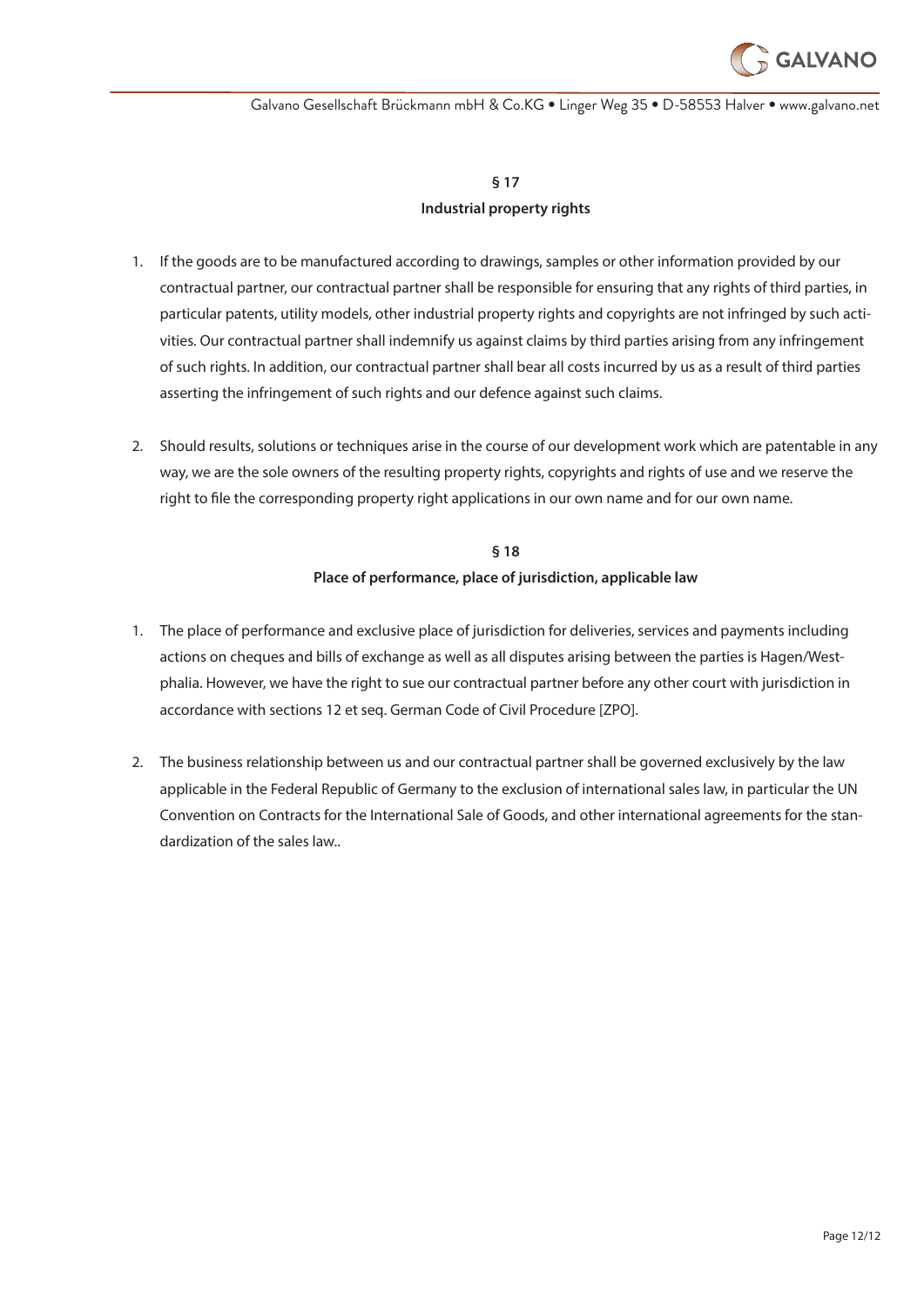## § 17
## Industrial property rights

1. If the goods are to be manufactured according to drawings, samples or other information provided by our contractual partner, our contractual partner shall be responsible for ensuring that any rights of third parties, in particular patents, utility models, other industrial property rights and copyrights are not infringed by such activities. Our contractual partner shall indemnify us against claims by third parties arising from any infringement of such rights. In addition, our contractual partner shall bear all costs incurred by us as a result of third parties asserting the infringement of such rights and our defence against such claims.

2. Should results, solutions or techniques arise in the course of our development work which are patentable in any way, we are the sole owners of the resulting property rights, copyrights and rights of use and we reserve the right to file the corresponding property right applications in our own name and for our own name.

## § 18
## Place of performance, place of jurisdiction, applicable law

1. The place of performance and exclusive place of jurisdiction for deliveries, services and payments including actions on cheques and bills of exchange as well as all disputes arising between the parties is Hagen/Westphalia. However, we have the right to sue our contractual partner before any other court with jurisdiction in accordance with sections 12 et seq. German Code of Civil Procedure [ZPO].

2. The business relationship between us and our contractual partner shall be governed exclusively by the law applicable in the Federal Republic of Germany to the exclusion of international sales law, in particular the UN Convention on Contracts for the International Sale of Goods, and other international agreements for the standardization of the sales law..